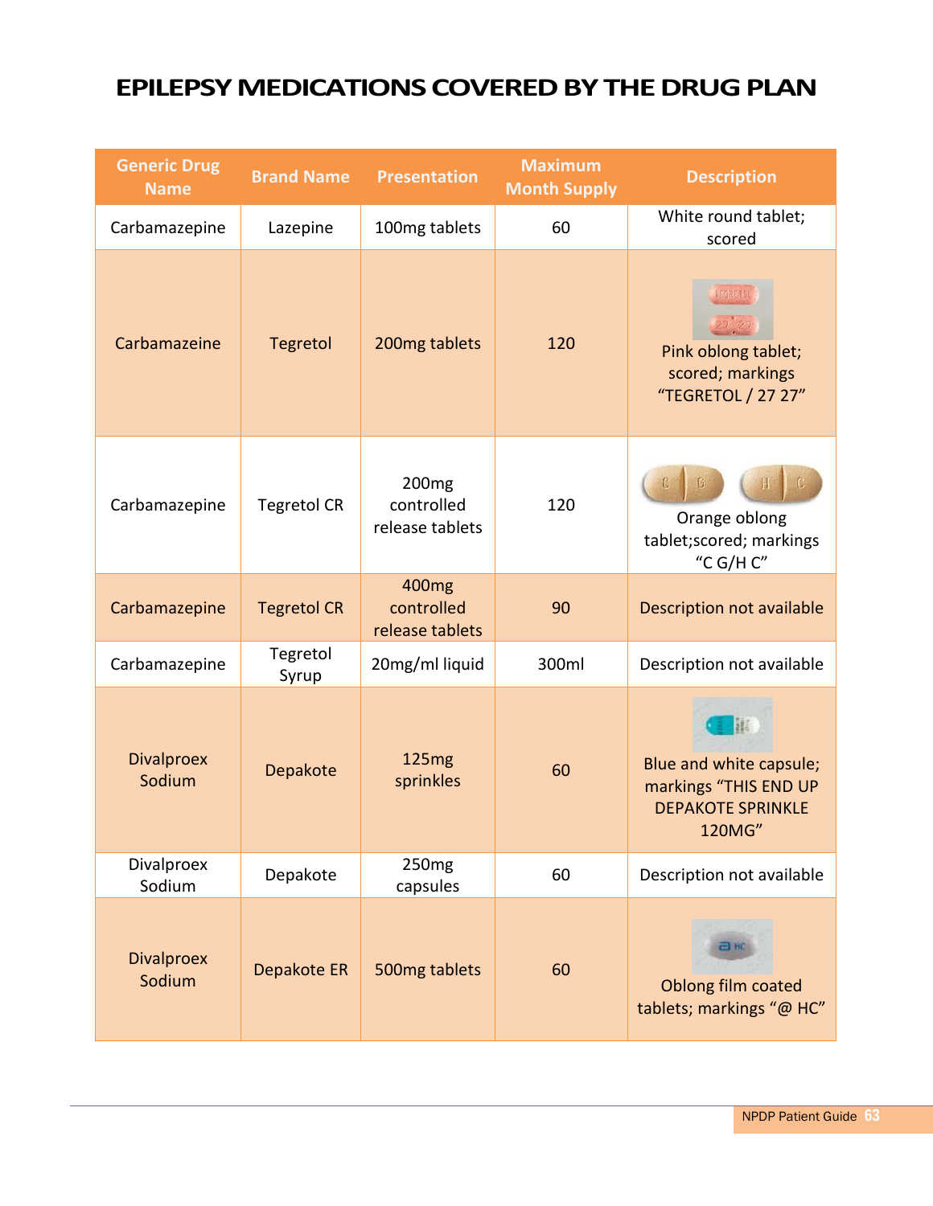# EPILEPSY MEDICATIONS COVERED BY THE DRUG PLAN

| Generic Drug Name | Brand Name | Presentation | Maximum Month Supply | Description |
|---|---|---|---|---|
| Carbamazepine | Lazepine | 100mg tablets | 60 | White round tablet; scored |
| Carbamazeine | Tegretol | 200mg tablets | 120 | Pink oblong tablet; scored; markings "TEGRETOL / 27 27" |
| Carbamazepine | Tegretol CR | 200mg controlled release tablets | 120 | Orange oblong tablet;scored; markings "C G/H C" |
| Carbamazepine | Tegretol CR | 400mg controlled release tablets | 90 | Description not available |
| Carbamazepine | Tegretol Syrup | 20mg/ml liquid | 300ml | Description not available |
| Divalproex Sodium | Depakote | 125mg sprinkles | 60 | Blue and white capsule; markings "THIS END UP DEPAKOTE SPRINKLE 120MG" |
| Divalproex Sodium | Depakote | 250mg capsules | 60 | Description not available |
| Divalproex Sodium | Depakote ER | 500mg tablets | 60 | Oblong film coated tablets; markings "@ HC" |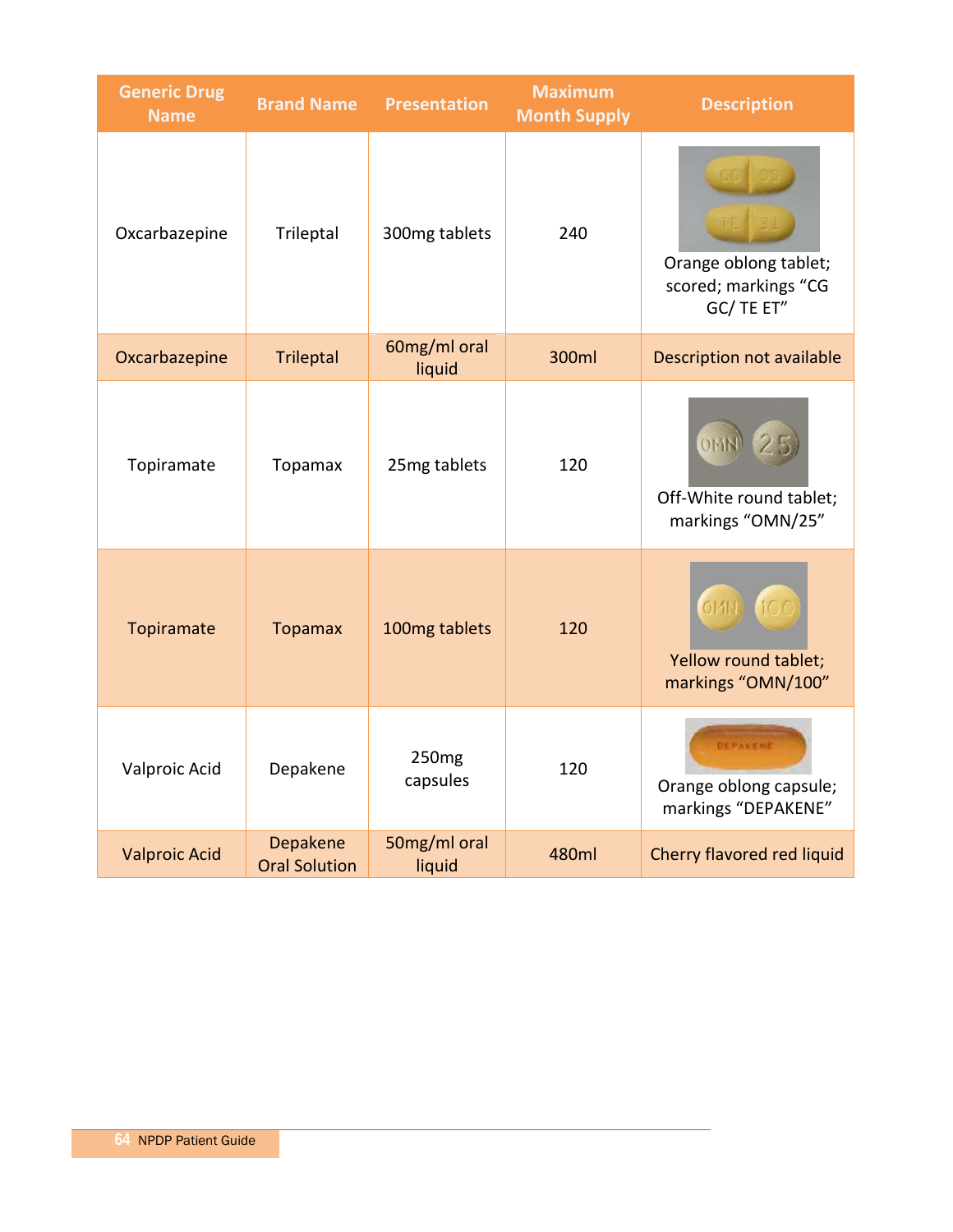| Generic Drug Name | Brand Name | Presentation | Maximum Month Supply | Description |
| --- | --- | --- | --- | --- |
| Oxcarbazepine | Trileptal | 300mg tablets | 240 | Orange oblong tablet; scored; markings "CG GC/ TE ET" |
| Oxcarbazepine | Trileptal | 60mg/ml oral liquid | 300ml | Description not available |
| Topiramate | Topamax | 25mg tablets | 120 | Off-White round tablet; markings "OMN/25" |
| Topiramate | Topamax | 100mg tablets | 120 | Yellow round tablet; markings "OMN/100" |
| Valproic Acid | Depakene | 250mg capsules | 120 | Orange oblong capsule; markings "DEPAKENE" |
| Valproic Acid | Depakene Oral Solution | 50mg/ml oral liquid | 480ml | Cherry flavored red liquid |